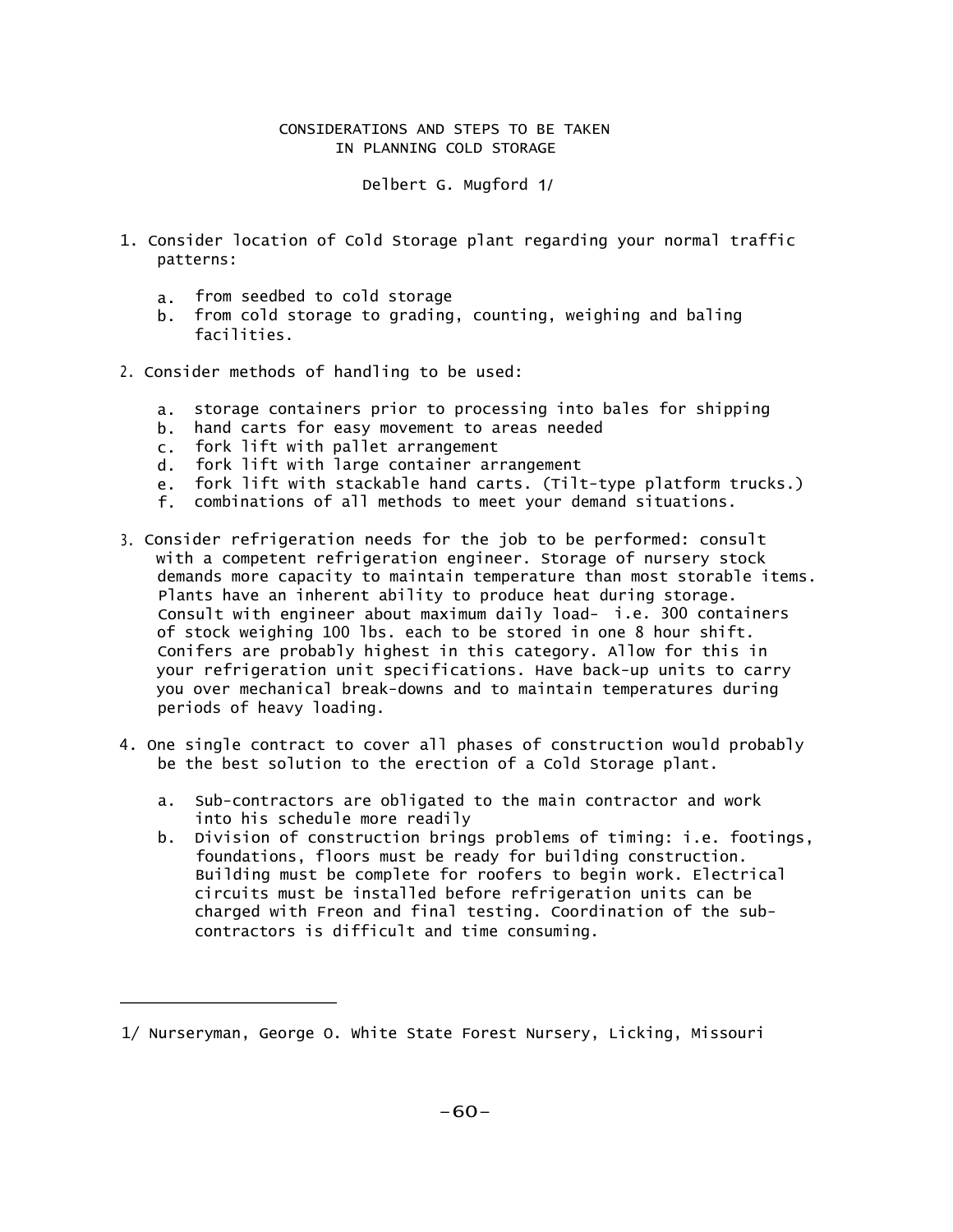# CONSIDERATIONS AND STEPS TO BE TAKEN IN PLANNING COLD STORAGE

Delbert G. Mugford [1]

1. Consider location of Cold Storage plant regarding your normal traffic patterns:

   a. from seedbed to cold storage
   b. from cold storage to grading, counting, weighing and baling facilities.

2. Consider methods of handling to be used:

   a. storage containers prior to processing into bales for shipping
   b. hand carts for easy movement to areas needed
   c. fork lift with pallet arrangement
   d. fork lift with large container arrangement
   e. fork lift with stackable hand carts. (Tilt-type platform trucks.)
   f. combinations of all methods to meet your demand situations.

3. Consider refrigeration needs for the job to be performed: consult with a competent refrigeration engineer. Storage of nursery stock demands more capacity to maintain temperature than most storable items. Plants have an inherent ability to produce heat during storage. Consult with engineer about maximum daily load- i.e. 300 containers of stock weighing 100 lbs. each to be stored in one 8 hour shift. Conifers are probably highest in this category. Allow for this in your refrigeration unit specifications. Have back-up units to carry you over mechanical break-downs and to maintain temperatures during periods of heavy loading.

4. One single contract to cover all phases of construction would probably be the best solution to the erection of a Cold Storage plant.

   a. Sub-contractors are obligated to the main contractor and work into his schedule more readily
   b. Division of construction brings problems of timing: i.e. footings, foundations, floors must be ready for building construction. Building must be complete for roofers to begin work. Electrical circuits must be installed before refrigeration units can be charged with Freon and final testing. Coordination of the sub-contractors is difficult and time consuming.

---

1/ Nurseryman, George O. White State Forest Nursery, Licking, Missouri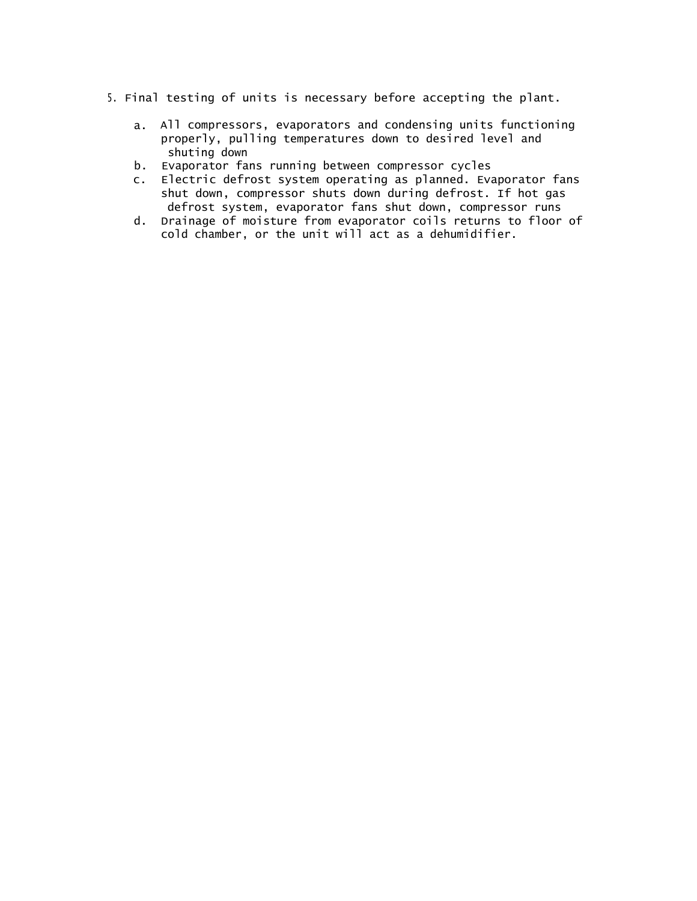5. Final testing of units is necessary before accepting the plant.

   a. All compressors, evaporators and condensing units functioning properly, pulling temperatures down to desired level and shuting down
   b. Evaporator fans running between compressor cycles
   c. Electric defrost system operating as planned. Evaporator fans shut down, compressor shuts down during defrost. If hot gas defrost system, evaporator fans shut down, compressor runs
   d. Drainage of moisture from evaporator coils returns to floor of cold chamber, or the unit will act as a dehumidifier.